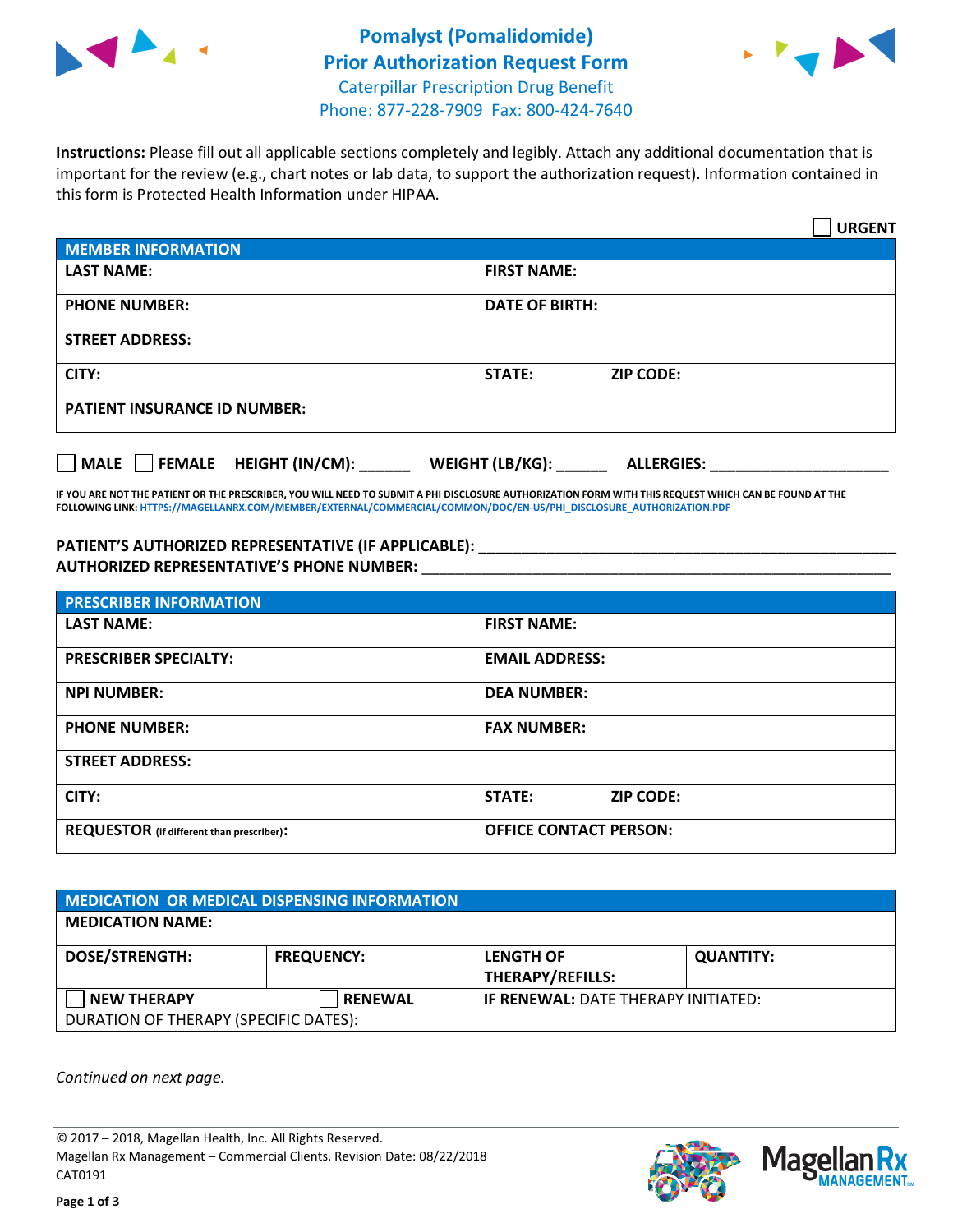# Pomalyst (Pomalidomide) Prior Authorization Request Form

Caterpillar Prescription Drug Benefit
Phone: 877-228-7909 Fax: 800-424-7640

**Instructions:** Please fill out all applicable sections completely and legibly. Attach any additional documentation that is important for the review (e.g., chart notes or lab data, to support the authorization request). Information contained in this form is Protected Health Information under HIPAA.

☐ **URGENT**

| **MEMBER INFORMATION** | |
|---|---|
| **LAST NAME:** | **FIRST NAME:** |
| **PHONE NUMBER:** | **DATE OF BIRTH:** |
| **STREET ADDRESS:** | |
| **CITY:** | **STATE:** **ZIP CODE:** |
| **PATIENT INSURANCE ID NUMBER:** | |

☐ **MALE** ☐ **FEMALE** **HEIGHT (IN/CM):** ______ **WEIGHT (LB/KG):** ______ **ALLERGIES:** ____________________

**IF YOU ARE NOT THE PATIENT OR THE PRESCRIBER, YOU WILL NEED TO SUBMIT A PHI DISCLOSURE AUTHORIZATION FORM WITH THIS REQUEST WHICH CAN BE FOUND AT THE FOLLOWING LINK: HTTPS://MAGELLANRX.COM/MEMBER/EXTERNAL/COMMERCIAL/COMMON/DOC/EN-US/PHI_DISCLOSURE_AUTHORIZATION.PDF**

**PATIENT'S AUTHORIZED REPRESENTATIVE (IF APPLICABLE):** ____________________________________________

**AUTHORIZED REPRESENTATIVE'S PHONE NUMBER:** ____________________________________________

| **PRESCRIBER INFORMATION** | |
|---|---|
| **LAST NAME:** | **FIRST NAME:** |
| **PRESCRIBER SPECIALTY:** | **EMAIL ADDRESS:** |
| **NPI NUMBER:** | **DEA NUMBER:** |
| **PHONE NUMBER:** | **FAX NUMBER:** |
| **STREET ADDRESS:** | |
| **CITY:** | **STATE:** **ZIP CODE:** |
| **REQUESTOR** (if different than prescriber)**:** | **OFFICE CONTACT PERSON:** |

| **MEDICATION OR MEDICAL DISPENSING INFORMATION** | | | |
|---|---|---|---|
| **MEDICATION NAME:** | | | |
| **DOSE/STRENGTH:** | **FREQUENCY:** | **LENGTH OF THERAPY/REFILLS:** | **QUANTITY:** |
| ☐ **NEW THERAPY** | ☐ **RENEWAL** | **IF RENEWAL:** DATE THERAPY INITIATED: | |
| DURATION OF THERAPY (SPECIFIC DATES): | | | |

*Continued on next page.*

© 2017 – 2018, Magellan Health, Inc. All Rights Reserved.
Magellan Rx Management – Commercial Clients. Revision Date: 08/22/2018
CAT0191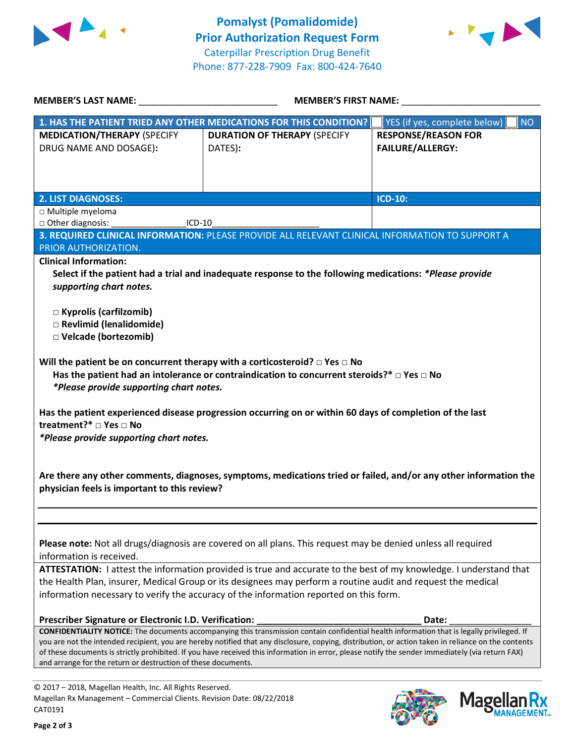# Pomalyst (Pomalidomide) Prior Authorization Request Form

Caterpillar Prescription Drug Benefit
Phone: 877-228-7909 Fax: 800-424-7640

**MEMBER'S LAST NAME:** ___________________________ **MEMBER'S FIRST NAME:** ___________________________

| **1. HAS THE PATIENT TRIED ANY OTHER MEDICATIONS FOR THIS CONDITION?** | | ☐ YES (if yes, complete below) ☐ NO |
|---|---|---|
| **MEDICATION/THERAPY** (SPECIFY DRUG NAME AND DOSAGE): | **DURATION OF THERAPY** (SPECIFY DATES): | **RESPONSE/REASON FOR FAILURE/ALLERGY:** |
| | | |

| **2. LIST DIAGNOSES:** | **ICD-10:** |
|---|---|
| □ Multiple myeloma<br>□ Other diagnosis: _______________ICD-10_____________________ | |

**3. REQUIRED CLINICAL INFORMATION:** PLEASE PROVIDE ALL RELEVANT CLINICAL INFORMATION TO SUPPORT A PRIOR AUTHORIZATION.

**Clinical Information:**

**Select if the patient had a trial and inadequate response to the following medications:** ***\*Please provide supporting chart notes.***

- □ **Kyprolis (carfilzomib)**
- □ **Revlimid (lenalidomide)**
- □ **Velcade (bortezomib)**

**Will the patient be on concurrent therapy with a corticosteroid?** □ **Yes** □ **No**

**Has the patient had an intolerance or contraindication to concurrent steroids?\*** □ **Yes** □ **No**
***\*Please provide supporting chart notes.***

**Has the patient experienced disease progression occurring on or within 60 days of completion of the last treatment?\*** □ **Yes** □ **No**
***\*Please provide supporting chart notes.***

**Are there any other comments, diagnoses, symptoms, medications tried or failed, and/or any other information the physician feels is important to this review?**

_______________________________________________________________________________

_______________________________________________________________________________

**Please note:** Not all drugs/diagnosis are covered on all plans. This request may be denied unless all required information is received.

**ATTESTATION:** I attest the information provided is true and accurate to the best of my knowledge. I understand that the Health Plan, insurer, Medical Group or its designees may perform a routine audit and request the medical information necessary to verify the accuracy of the information reported on this form.

**Prescriber Signature or Electronic I.D. Verification:** ________________________________ **Date:** ________________

**CONFIDENTIALITY NOTICE:** The documents accompanying this transmission contain confidential health information that is legally privileged. If you are not the intended recipient, you are hereby notified that any disclosure, copying, distribution, or action taken in reliance on the contents of these documents is strictly prohibited. If you have received this information in error, please notify the sender immediately (via return FAX) and arrange for the return or destruction of these documents.

© 2017 – 2018, Magellan Health, Inc. All Rights Reserved.
Magellan Rx Management – Commercial Clients. Revision Date: 08/22/2018
CAT0191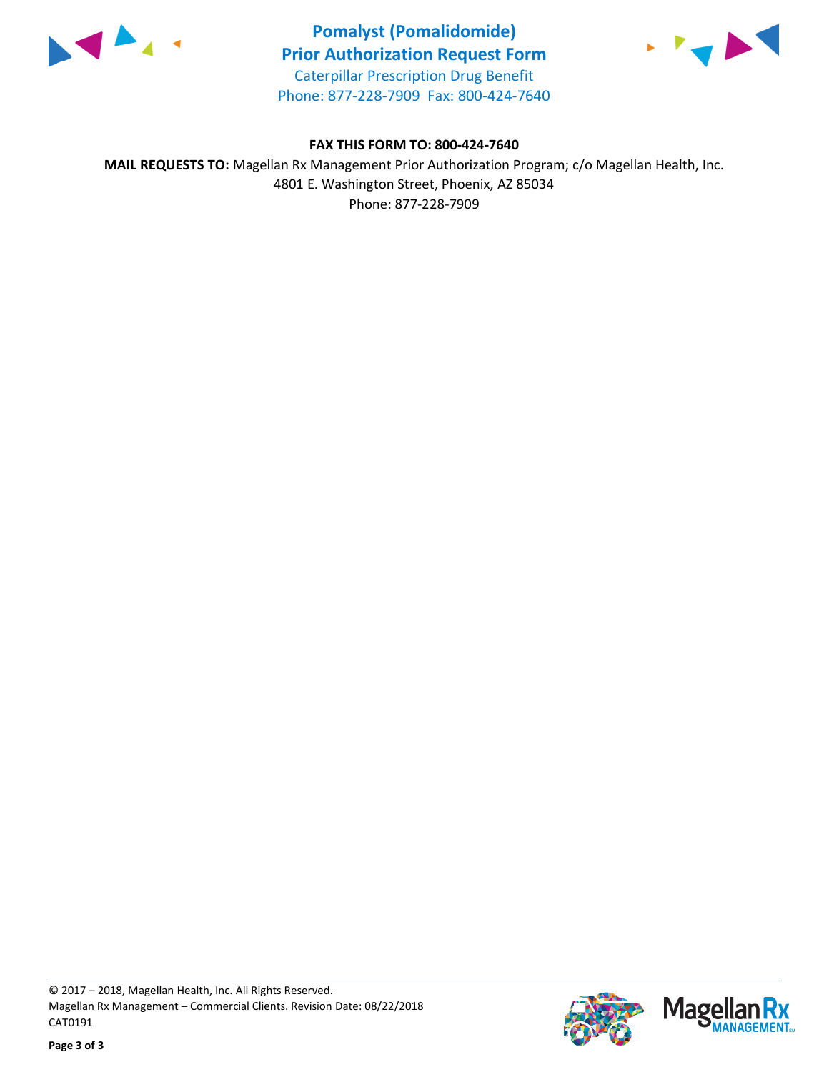**FAX THIS FORM TO: 800-424-7640**

**MAIL REQUESTS TO:** Magellan Rx Management Prior Authorization Program; c/o Magellan Health, Inc.
4801 E. Washington Street, Phoenix, AZ 85034
Phone: 877-228-7909